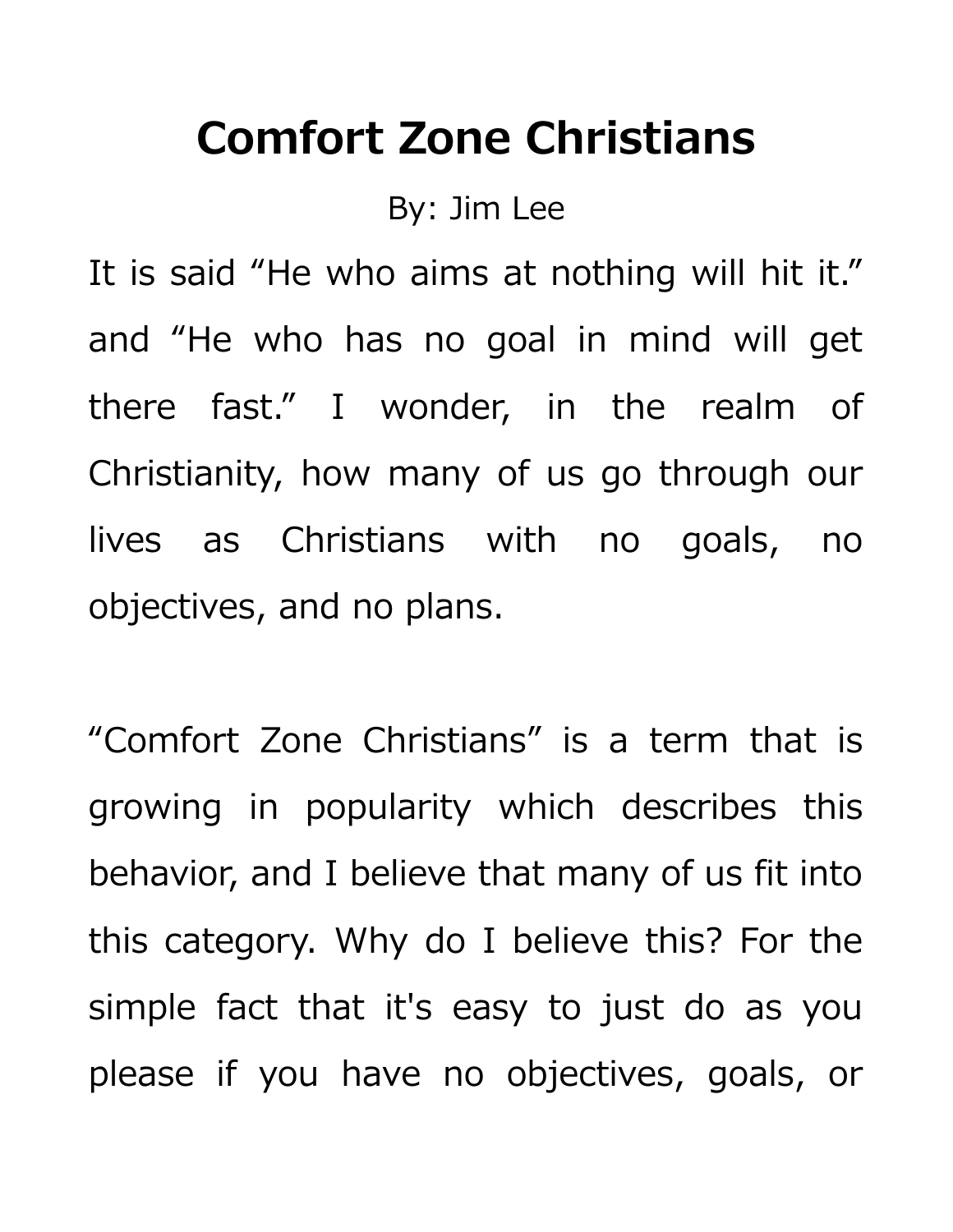# Comfort Zone Christians

By: Jim Lee

It is said “He who aims at nothing will hit it.” and “He who has no goal in mind will get there fast.” I wonder, in the realm of Christianity, how many of us go through our lives as Christians with no goals, no objectives, and no plans.

“Comfort Zone Christians” is a term that is growing in popularity which describes this behavior, and I believe that many of us fit into this category. Why do I believe this? For the simple fact that it's easy to just do as you please if you have no objectives, goals, or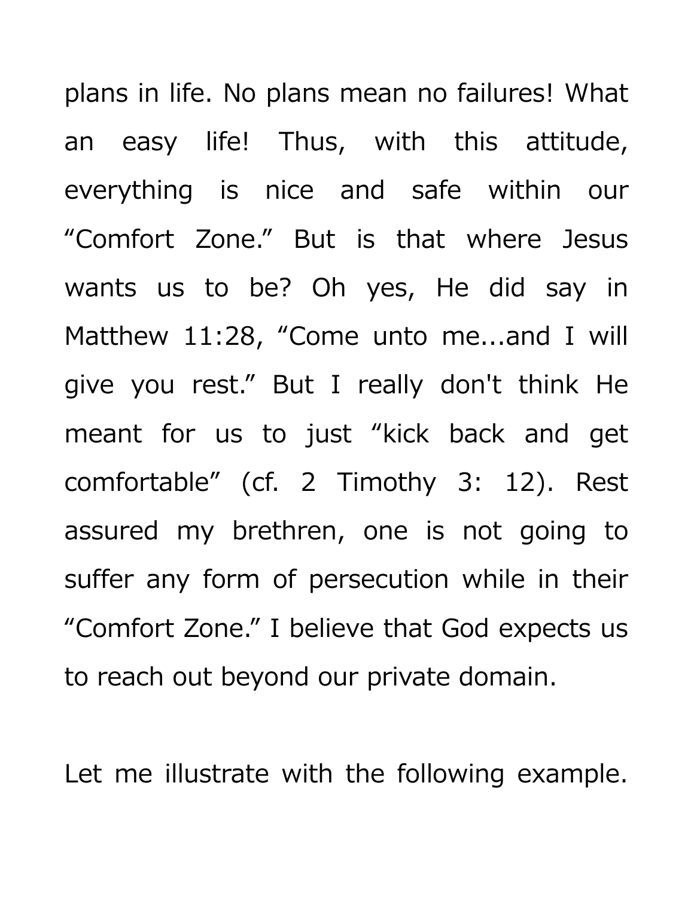plans in life. No plans mean no failures! What an easy life! Thus, with this attitude, everything is nice and safe within our “Comfort Zone.” But is that where Jesus wants us to be? Oh yes, He did say in Matthew 11:28, “Come unto me...and I will give you rest.” But I really don't think He meant for us to just “kick back and get comfortable” (cf. 2 Timothy 3: 12). Rest assured my brethren, one is not going to suffer any form of persecution while in their “Comfort Zone.” I believe that God expects us to reach out beyond our private domain.

Let me illustrate with the following example.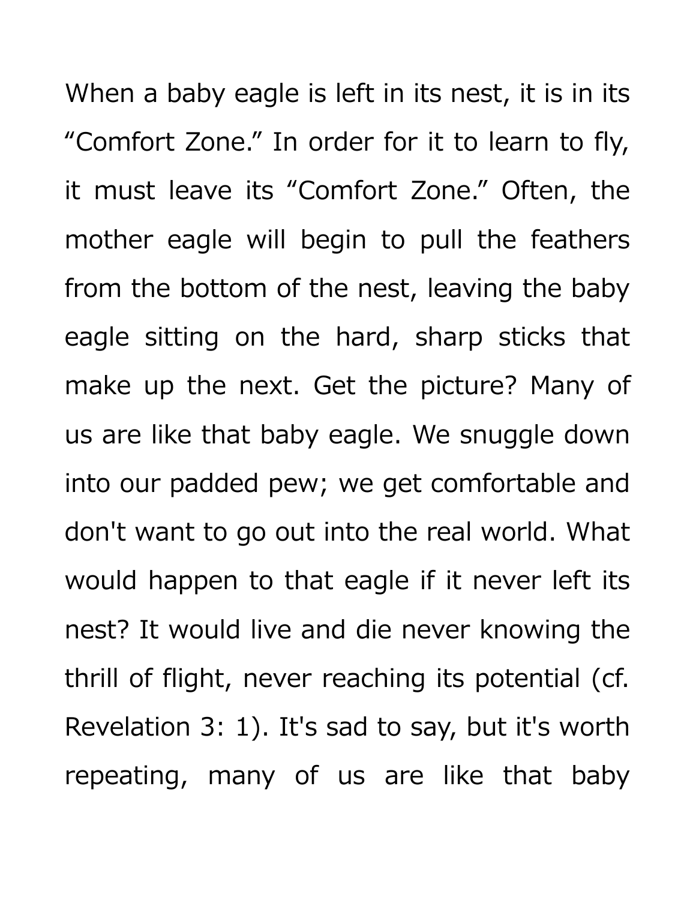When a baby eagle is left in its nest, it is in its "Comfort Zone." In order for it to learn to fly, it must leave its "Comfort Zone." Often, the mother eagle will begin to pull the feathers from the bottom of the nest, leaving the baby eagle sitting on the hard, sharp sticks that make up the next. Get the picture? Many of us are like that baby eagle. We snuggle down into our padded pew; we get comfortable and don't want to go out into the real world. What would happen to that eagle if it never left its nest? It would live and die never knowing the thrill of flight, never reaching its potential (cf. Revelation 3: 1). It's sad to say, but it's worth repeating, many of us are like that baby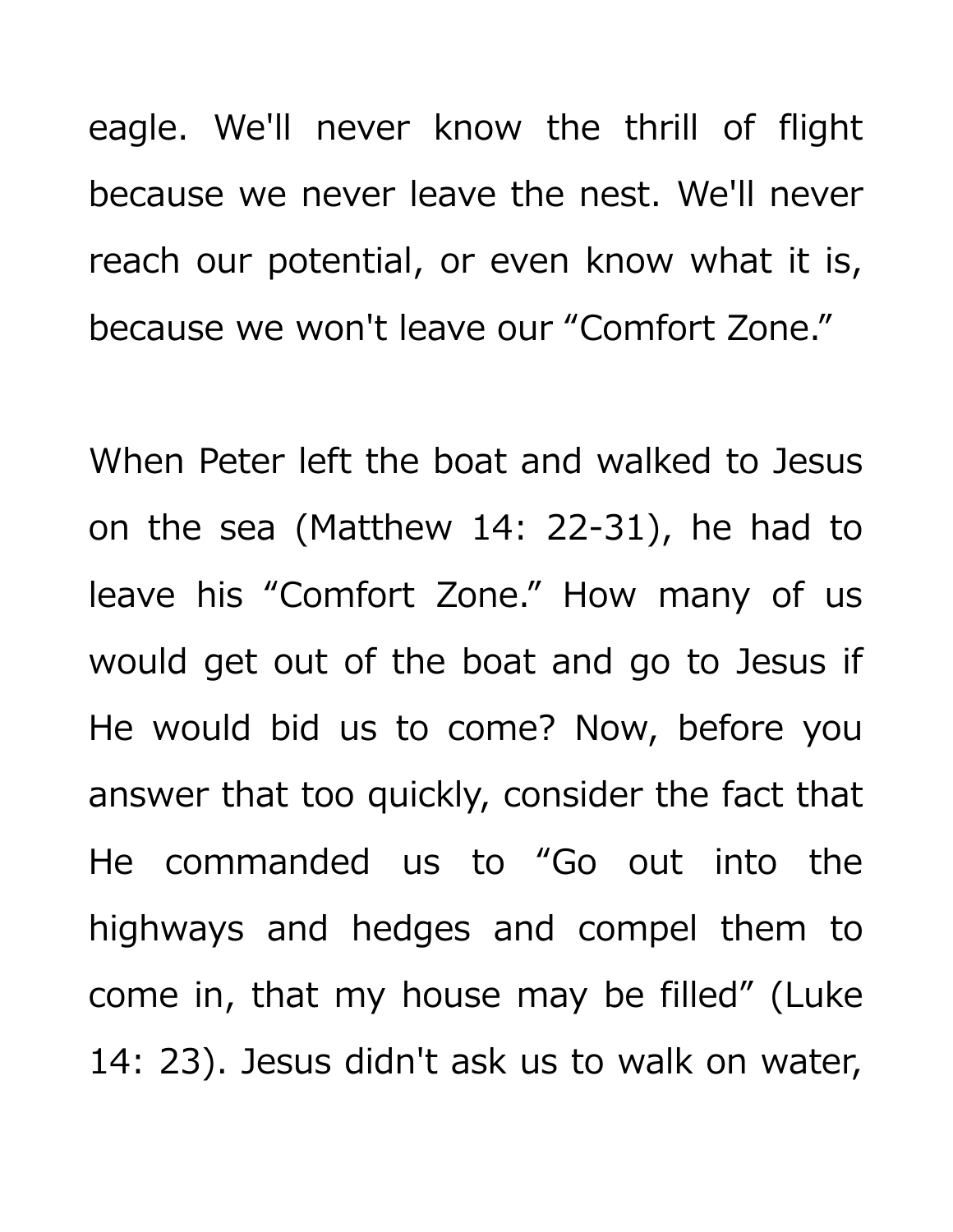eagle. We'll never know the thrill of flight because we never leave the nest. We'll never reach our potential, or even know what it is, because we won't leave our "Comfort Zone."

When Peter left the boat and walked to Jesus on the sea (Matthew 14: 22-31), he had to leave his "Comfort Zone." How many of us would get out of the boat and go to Jesus if He would bid us to come? Now, before you answer that too quickly, consider the fact that He commanded us to "Go out into the highways and hedges and compel them to come in, that my house may be filled" (Luke 14: 23). Jesus didn't ask us to walk on water,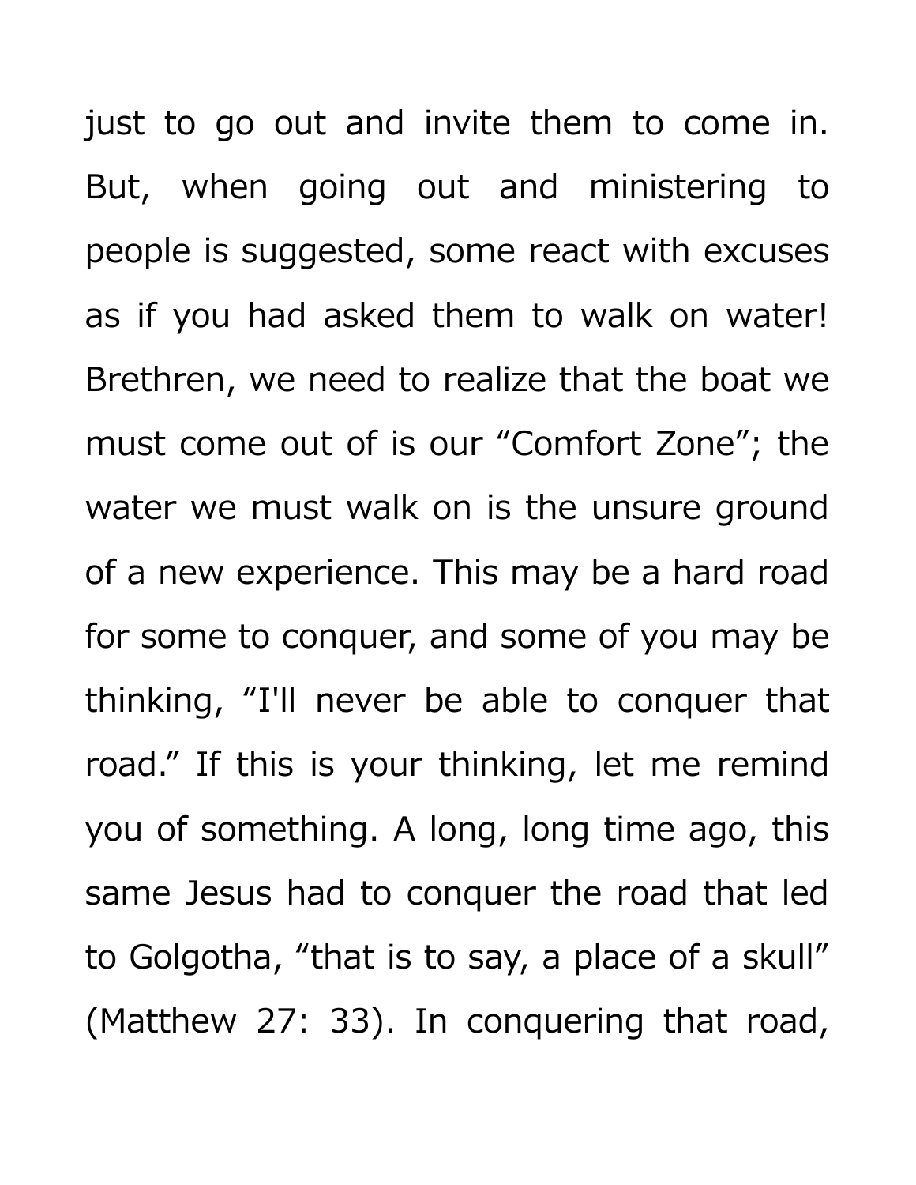just to go out and invite them to come in. But, when going out and ministering to people is suggested, some react with excuses as if you had asked them to walk on water! Brethren, we need to realize that the boat we must come out of is our “Comfort Zone”; the water we must walk on is the unsure ground of a new experience. This may be a hard road for some to conquer, and some of you may be thinking, “I'll never be able to conquer that road.” If this is your thinking, let me remind you of something. A long, long time ago, this same Jesus had to conquer the road that led to Golgotha, “that is to say, a place of a skull” (Matthew 27: 33). In conquering that road,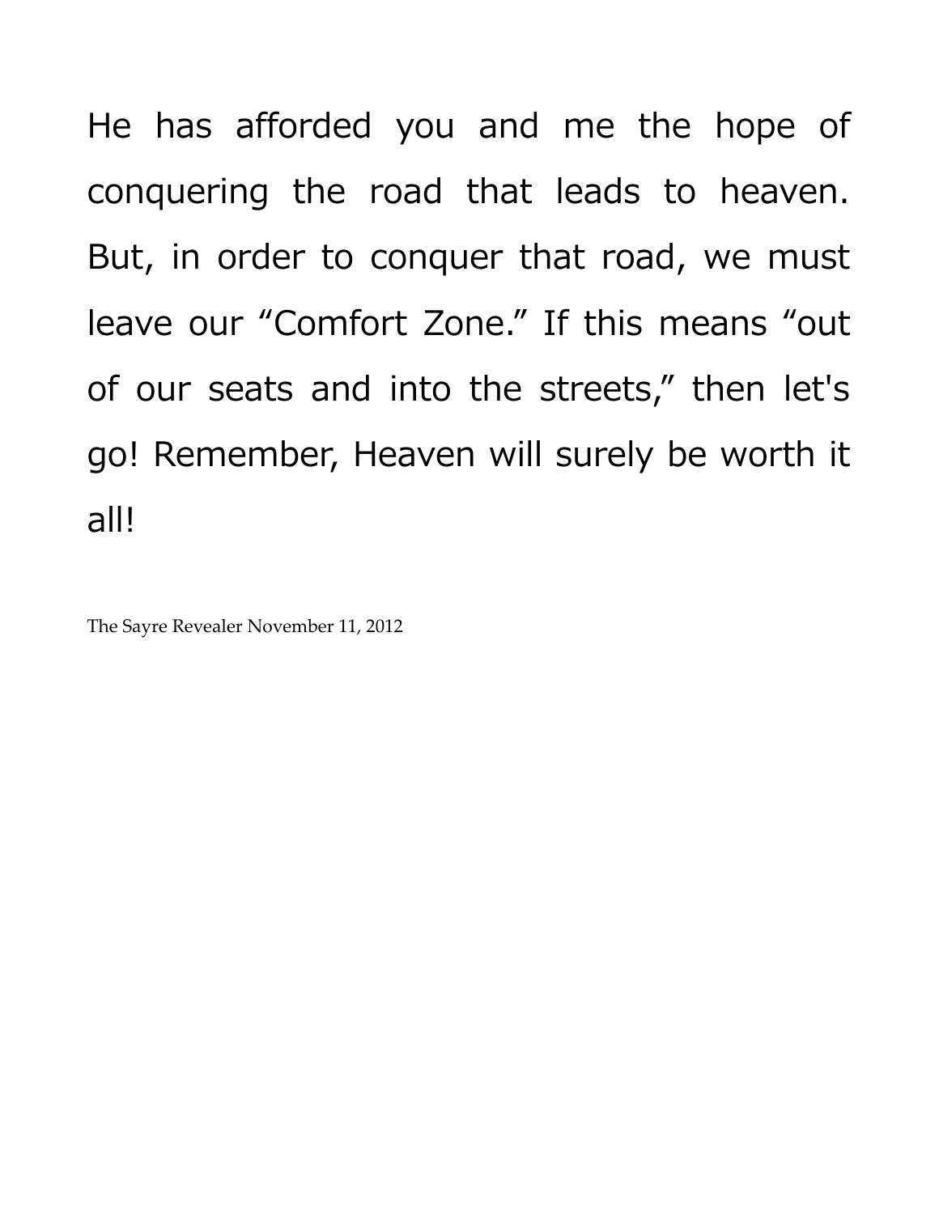He has afforded you and me the hope of conquering the road that leads to heaven. But, in order to conquer that road, we must leave our "Comfort Zone." If this means "out of our seats and into the streets," then let's go! Remember, Heaven will surely be worth it all!

The Sayre Revealer November 11, 2012